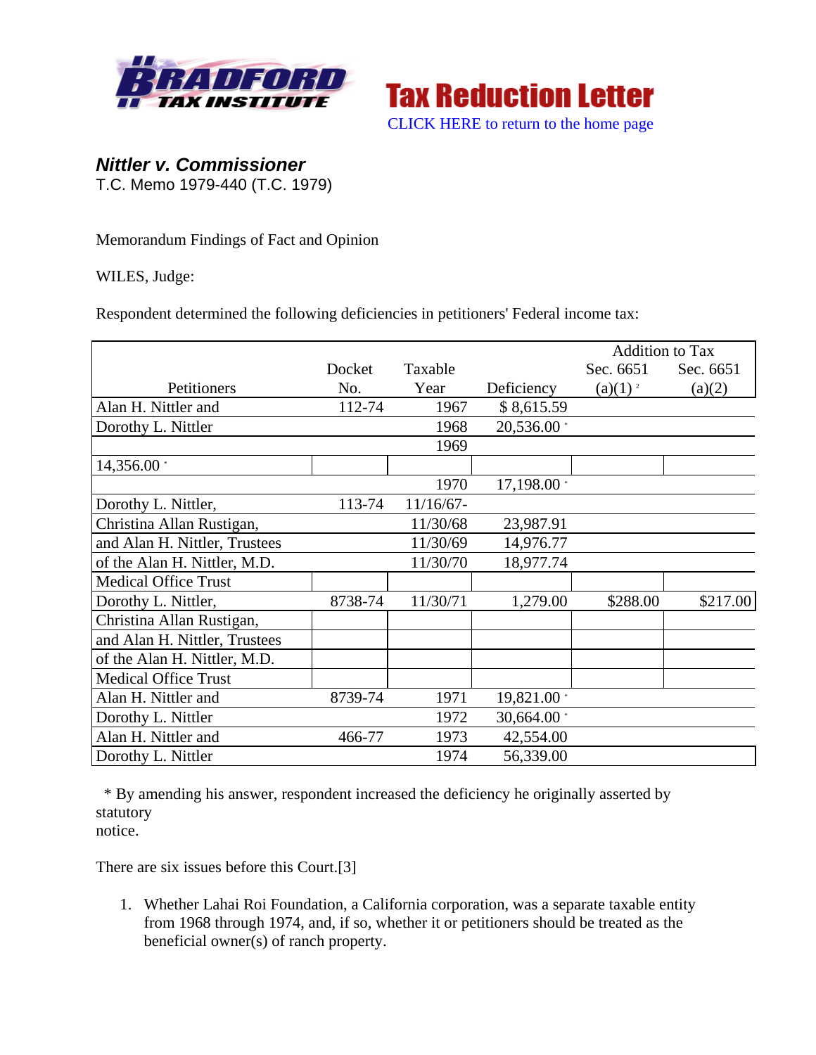**Tax Reduction Letter**

CLICK HERE to return to the home page

# *Nittler v. Commissioner*

T.C. Memo 1979-440 (T.C. 1979)

Memorandum Findings of Fact and Opinion

WILES, Judge:

Respondent determined the following deficiencies in petitioners' Federal income tax:

| Petitioners | Docket No. | Taxable Year | Deficiency | Addition to Tax Sec. 6651 (a)(1) [2] | Addition to Tax Sec. 6651 (a)(2) |
|---|---|---|---|---|---|
| Alan H. Nittler and | 112-74 | 1967 | $ 8,615.59 | | |
| Dorothy L. Nittler | | 1968 | 20,536.00 * | | |
| | | 1969 | | | |
| 14,356.00 * | | | | | |
| | | 1970 | 17,198.00 * | | |
| Dorothy L. Nittler, | 113-74 | 11/16/67- | | | |
| Christina Allan Rustigan, | | 11/30/68 | 23,987.91 | | |
| and Alan H. Nittler, Trustees | | 11/30/69 | 14,976.77 | | |
| of the Alan H. Nittler, M.D. | | 11/30/70 | 18,977.74 | | |
| Medical Office Trust | | | | | |
| Dorothy L. Nittler, | 8738-74 | 11/30/71 | 1,279.00 | $288.00 | $217.00 |
| Christina Allan Rustigan, | | | | | |
| and Alan H. Nittler, Trustees | | | | | |
| of the Alan H. Nittler, M.D. | | | | | |
| Medical Office Trust | | | | | |
| Alan H. Nittler and | 8739-74 | 1971 | 19,821.00 * | | |
| Dorothy L. Nittler | | 1972 | 30,664.00 * | | |
| Alan H. Nittler and | 466-77 | 1973 | 42,554.00 | | |
| Dorothy L. Nittler | | 1974 | 56,339.00 | | |

\* By amending his answer, respondent increased the deficiency he originally asserted by statutory notice.

There are six issues before this Court.[3]

1. Whether Lahai Roi Foundation, a California corporation, was a separate taxable entity from 1968 through 1974, and, if so, whether it or petitioners should be treated as the beneficial owner(s) of ranch property.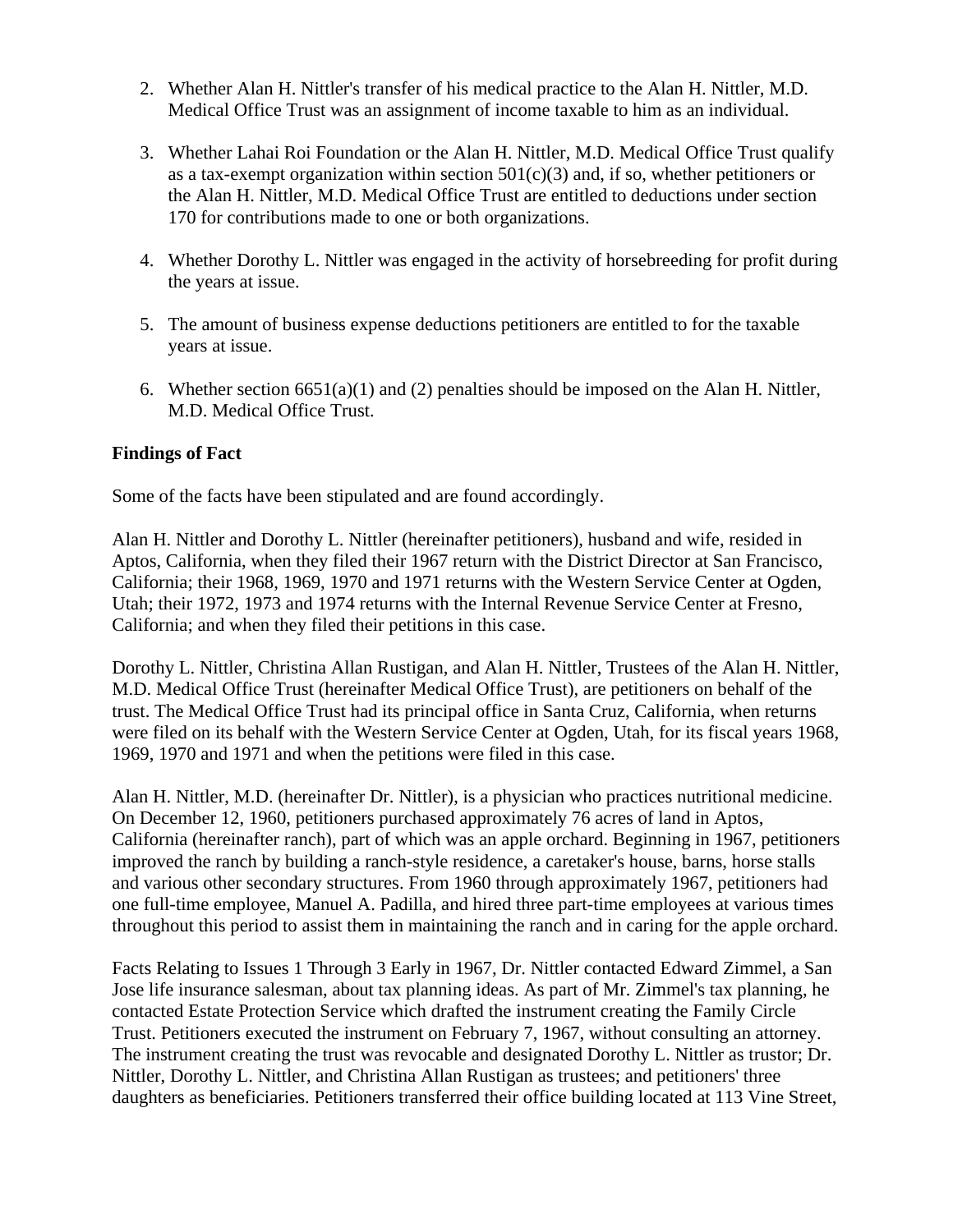2. Whether Alan H. Nittler's transfer of his medical practice to the Alan H. Nittler, M.D. Medical Office Trust was an assignment of income taxable to him as an individual.

3. Whether Lahai Roi Foundation or the Alan H. Nittler, M.D. Medical Office Trust qualify as a tax-exempt organization within section 501(c)(3) and, if so, whether petitioners or the Alan H. Nittler, M.D. Medical Office Trust are entitled to deductions under section 170 for contributions made to one or both organizations.

4. Whether Dorothy L. Nittler was engaged in the activity of horsebreeding for profit during the years at issue.

5. The amount of business expense deductions petitioners are entitled to for the taxable years at issue.

6. Whether section 6651(a)(1) and (2) penalties should be imposed on the Alan H. Nittler, M.D. Medical Office Trust.

**Findings of Fact**

Some of the facts have been stipulated and are found accordingly.

Alan H. Nittler and Dorothy L. Nittler (hereinafter petitioners), husband and wife, resided in Aptos, California, when they filed their 1967 return with the District Director at San Francisco, California; their 1968, 1969, 1970 and 1971 returns with the Western Service Center at Ogden, Utah; their 1972, 1973 and 1974 returns with the Internal Revenue Service Center at Fresno, California; and when they filed their petitions in this case.

Dorothy L. Nittler, Christina Allan Rustigan, and Alan H. Nittler, Trustees of the Alan H. Nittler, M.D. Medical Office Trust (hereinafter Medical Office Trust), are petitioners on behalf of the trust. The Medical Office Trust had its principal office in Santa Cruz, California, when returns were filed on its behalf with the Western Service Center at Ogden, Utah, for its fiscal years 1968, 1969, 1970 and 1971 and when the petitions were filed in this case.

Alan H. Nittler, M.D. (hereinafter Dr. Nittler), is a physician who practices nutritional medicine. On December 12, 1960, petitioners purchased approximately 76 acres of land in Aptos, California (hereinafter ranch), part of which was an apple orchard. Beginning in 1967, petitioners improved the ranch by building a ranch-style residence, a caretaker's house, barns, horse stalls and various other secondary structures. From 1960 through approximately 1967, petitioners had one full-time employee, Manuel A. Padilla, and hired three part-time employees at various times throughout this period to assist them in maintaining the ranch and in caring for the apple orchard.

Facts Relating to Issues 1 Through 3 Early in 1967, Dr. Nittler contacted Edward Zimmel, a San Jose life insurance salesman, about tax planning ideas. As part of Mr. Zimmel's tax planning, he contacted Estate Protection Service which drafted the instrument creating the Family Circle Trust. Petitioners executed the instrument on February 7, 1967, without consulting an attorney. The instrument creating the trust was revocable and designated Dorothy L. Nittler as trustor; Dr. Nittler, Dorothy L. Nittler, and Christina Allan Rustigan as trustees; and petitioners' three daughters as beneficiaries. Petitioners transferred their office building located at 113 Vine Street,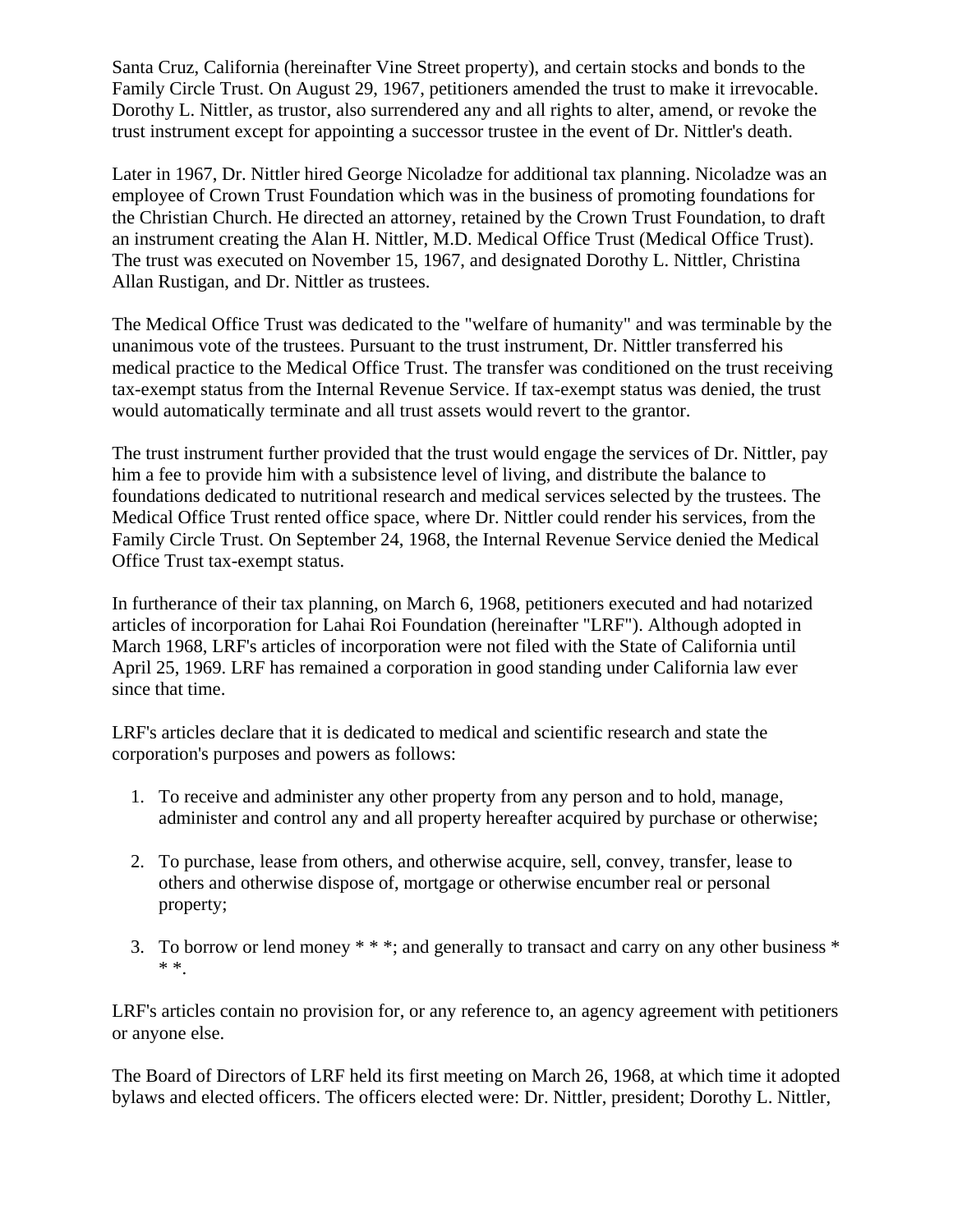Santa Cruz, California (hereinafter Vine Street property), and certain stocks and bonds to the Family Circle Trust. On August 29, 1967, petitioners amended the trust to make it irrevocable. Dorothy L. Nittler, as trustor, also surrendered any and all rights to alter, amend, or revoke the trust instrument except for appointing a successor trustee in the event of Dr. Nittler's death.

Later in 1967, Dr. Nittler hired George Nicoladze for additional tax planning. Nicoladze was an employee of Crown Trust Foundation which was in the business of promoting foundations for the Christian Church. He directed an attorney, retained by the Crown Trust Foundation, to draft an instrument creating the Alan H. Nittler, M.D. Medical Office Trust (Medical Office Trust). The trust was executed on November 15, 1967, and designated Dorothy L. Nittler, Christina Allan Rustigan, and Dr. Nittler as trustees.

The Medical Office Trust was dedicated to the "welfare of humanity" and was terminable by the unanimous vote of the trustees. Pursuant to the trust instrument, Dr. Nittler transferred his medical practice to the Medical Office Trust. The transfer was conditioned on the trust receiving tax-exempt status from the Internal Revenue Service. If tax-exempt status was denied, the trust would automatically terminate and all trust assets would revert to the grantor.

The trust instrument further provided that the trust would engage the services of Dr. Nittler, pay him a fee to provide him with a subsistence level of living, and distribute the balance to foundations dedicated to nutritional research and medical services selected by the trustees. The Medical Office Trust rented office space, where Dr. Nittler could render his services, from the Family Circle Trust. On September 24, 1968, the Internal Revenue Service denied the Medical Office Trust tax-exempt status.

In furtherance of their tax planning, on March 6, 1968, petitioners executed and had notarized articles of incorporation for Lahai Roi Foundation (hereinafter "LRF"). Although adopted in March 1968, LRF's articles of incorporation were not filed with the State of California until April 25, 1969. LRF has remained a corporation in good standing under California law ever since that time.

LRF's articles declare that it is dedicated to medical and scientific research and state the corporation's purposes and powers as follows:

1. To receive and administer any other property from any person and to hold, manage, administer and control any and all property hereafter acquired by purchase or otherwise;

2. To purchase, lease from others, and otherwise acquire, sell, convey, transfer, lease to others and otherwise dispose of, mortgage or otherwise encumber real or personal property;

3. To borrow or lend money * * *; and generally to transact and carry on any other business * * *.

LRF's articles contain no provision for, or any reference to, an agency agreement with petitioners or anyone else.

The Board of Directors of LRF held its first meeting on March 26, 1968, at which time it adopted bylaws and elected officers. The officers elected were: Dr. Nittler, president; Dorothy L. Nittler,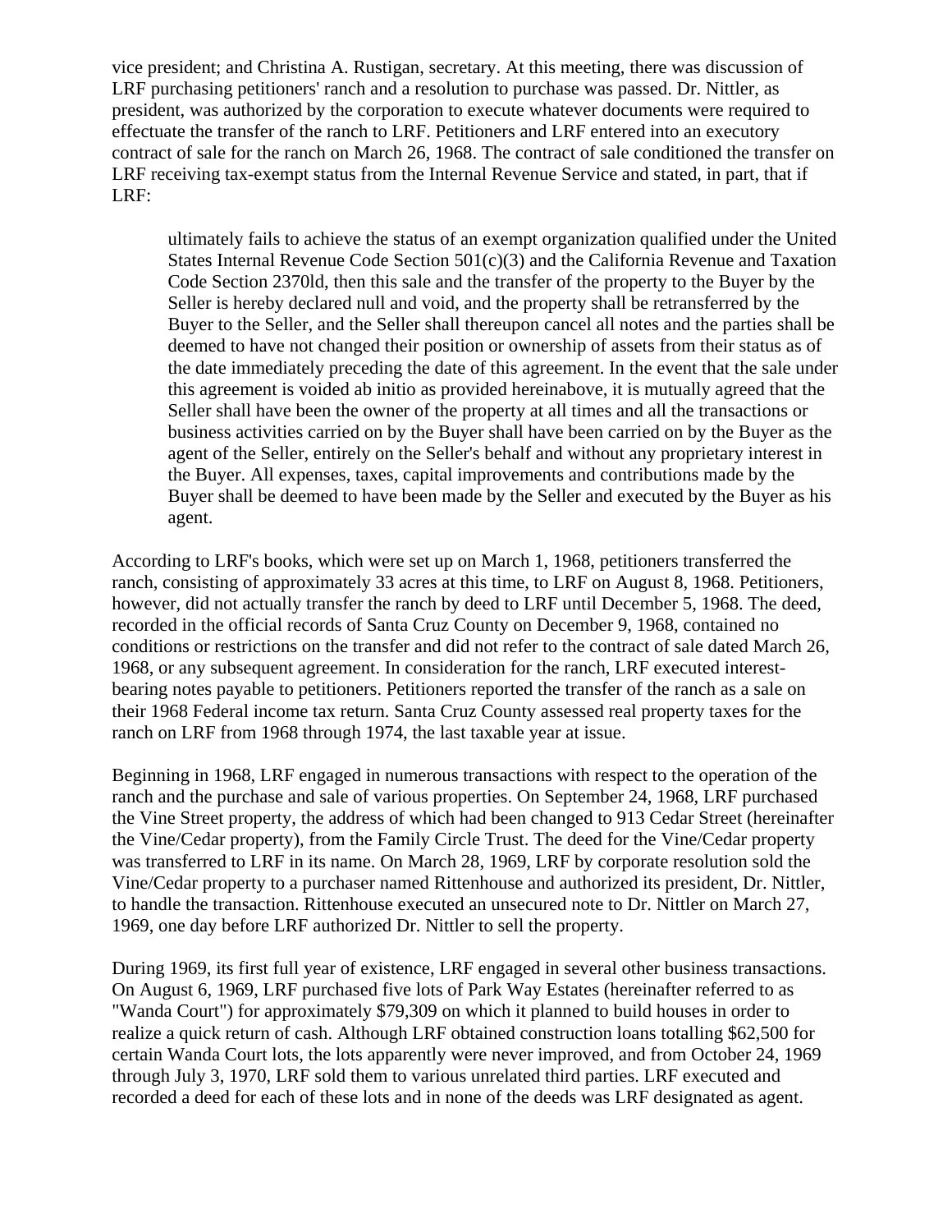vice president; and Christina A. Rustigan, secretary. At this meeting, there was discussion of LRF purchasing petitioners' ranch and a resolution to purchase was passed. Dr. Nittler, as president, was authorized by the corporation to execute whatever documents were required to effectuate the transfer of the ranch to LRF. Petitioners and LRF entered into an executory contract of sale for the ranch on March 26, 1968. The contract of sale conditioned the transfer on LRF receiving tax-exempt status from the Internal Revenue Service and stated, in part, that if LRF:

> ultimately fails to achieve the status of an exempt organization qualified under the United States Internal Revenue Code Section 501(c)(3) and the California Revenue and Taxation Code Section 2370ld, then this sale and the transfer of the property to the Buyer by the Seller is hereby declared null and void, and the property shall be retransferred by the Buyer to the Seller, and the Seller shall thereupon cancel all notes and the parties shall be deemed to have not changed their position or ownership of assets from their status as of the date immediately preceding the date of this agreement. In the event that the sale under this agreement is voided ab initio as provided hereinabove, it is mutually agreed that the Seller shall have been the owner of the property at all times and all the transactions or business activities carried on by the Buyer shall have been carried on by the Buyer as the agent of the Seller, entirely on the Seller's behalf and without any proprietary interest in the Buyer. All expenses, taxes, capital improvements and contributions made by the Buyer shall be deemed to have been made by the Seller and executed by the Buyer as his agent.

According to LRF's books, which were set up on March 1, 1968, petitioners transferred the ranch, consisting of approximately 33 acres at this time, to LRF on August 8, 1968. Petitioners, however, did not actually transfer the ranch by deed to LRF until December 5, 1968. The deed, recorded in the official records of Santa Cruz County on December 9, 1968, contained no conditions or restrictions on the transfer and did not refer to the contract of sale dated March 26, 1968, or any subsequent agreement. In consideration for the ranch, LRF executed interest-bearing notes payable to petitioners. Petitioners reported the transfer of the ranch as a sale on their 1968 Federal income tax return. Santa Cruz County assessed real property taxes for the ranch on LRF from 1968 through 1974, the last taxable year at issue.

Beginning in 1968, LRF engaged in numerous transactions with respect to the operation of the ranch and the purchase and sale of various properties. On September 24, 1968, LRF purchased the Vine Street property, the address of which had been changed to 913 Cedar Street (hereinafter the Vine/Cedar property), from the Family Circle Trust. The deed for the Vine/Cedar property was transferred to LRF in its name. On March 28, 1969, LRF by corporate resolution sold the Vine/Cedar property to a purchaser named Rittenhouse and authorized its president, Dr. Nittler, to handle the transaction. Rittenhouse executed an unsecured note to Dr. Nittler on March 27, 1969, one day before LRF authorized Dr. Nittler to sell the property.

During 1969, its first full year of existence, LRF engaged in several other business transactions. On August 6, 1969, LRF purchased five lots of Park Way Estates (hereinafter referred to as "Wanda Court") for approximately $79,309 on which it planned to build houses in order to realize a quick return of cash. Although LRF obtained construction loans totalling $62,500 for certain Wanda Court lots, the lots apparently were never improved, and from October 24, 1969 through July 3, 1970, LRF sold them to various unrelated third parties. LRF executed and recorded a deed for each of these lots and in none of the deeds was LRF designated as agent.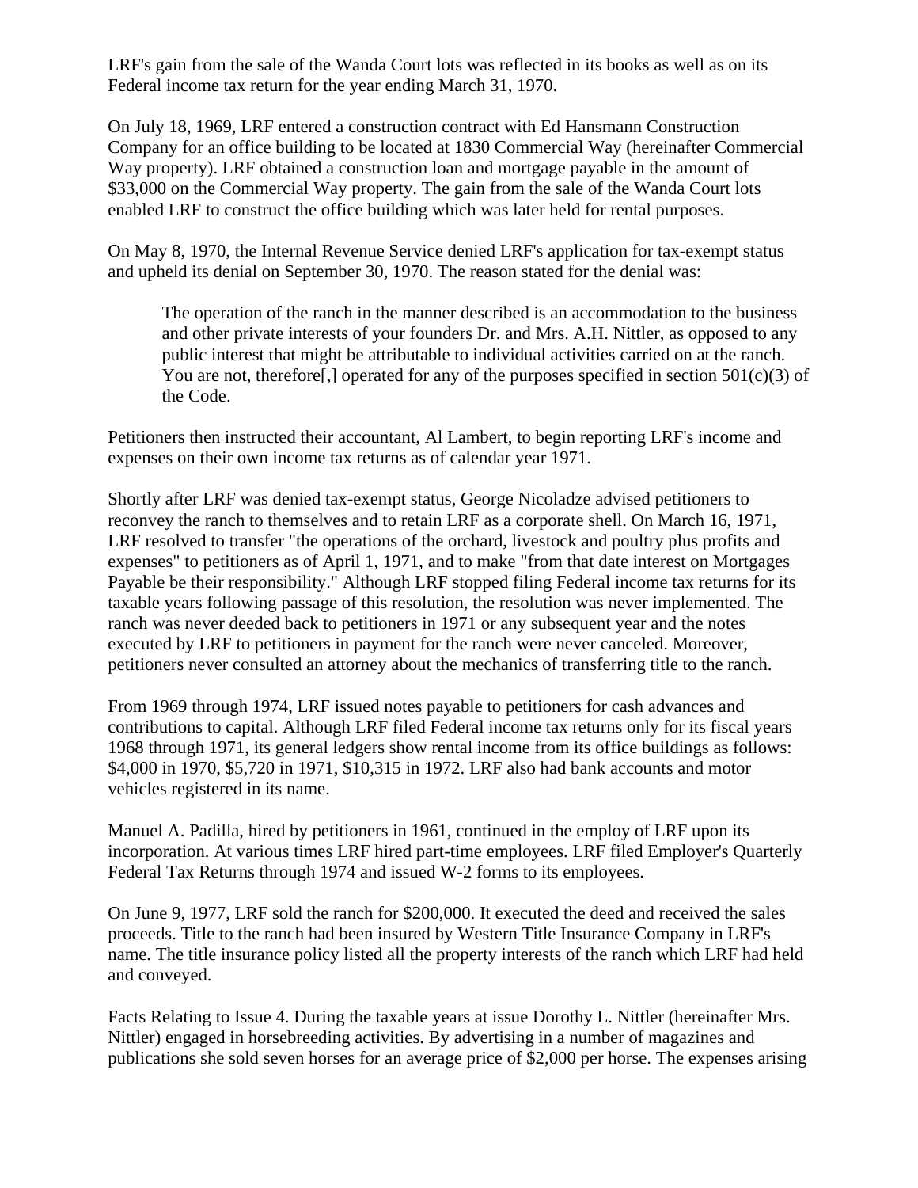LRF's gain from the sale of the Wanda Court lots was reflected in its books as well as on its Federal income tax return for the year ending March 31, 1970.

On July 18, 1969, LRF entered a construction contract with Ed Hansmann Construction Company for an office building to be located at 1830 Commercial Way (hereinafter Commercial Way property). LRF obtained a construction loan and mortgage payable in the amount of $33,000 on the Commercial Way property. The gain from the sale of the Wanda Court lots enabled LRF to construct the office building which was later held for rental purposes.

On May 8, 1970, the Internal Revenue Service denied LRF's application for tax-exempt status and upheld its denial on September 30, 1970. The reason stated for the denial was:

> The operation of the ranch in the manner described is an accommodation to the business and other private interests of your founders Dr. and Mrs. A.H. Nittler, as opposed to any public interest that might be attributable to individual activities carried on at the ranch. You are not, therefore[,] operated for any of the purposes specified in section 501(c)(3) of the Code.

Petitioners then instructed their accountant, Al Lambert, to begin reporting LRF's income and expenses on their own income tax returns as of calendar year 1971.

Shortly after LRF was denied tax-exempt status, George Nicoladze advised petitioners to reconvey the ranch to themselves and to retain LRF as a corporate shell. On March 16, 1971, LRF resolved to transfer "the operations of the orchard, livestock and poultry plus profits and expenses" to petitioners as of April 1, 1971, and to make "from that date interest on Mortgages Payable be their responsibility." Although LRF stopped filing Federal income tax returns for its taxable years following passage of this resolution, the resolution was never implemented. The ranch was never deeded back to petitioners in 1971 or any subsequent year and the notes executed by LRF to petitioners in payment for the ranch were never canceled. Moreover, petitioners never consulted an attorney about the mechanics of transferring title to the ranch.

From 1969 through 1974, LRF issued notes payable to petitioners for cash advances and contributions to capital. Although LRF filed Federal income tax returns only for its fiscal years 1968 through 1971, its general ledgers show rental income from its office buildings as follows: $4,000 in 1970, $5,720 in 1971, $10,315 in 1972. LRF also had bank accounts and motor vehicles registered in its name.

Manuel A. Padilla, hired by petitioners in 1961, continued in the employ of LRF upon its incorporation. At various times LRF hired part-time employees. LRF filed Employer's Quarterly Federal Tax Returns through 1974 and issued W-2 forms to its employees.

On June 9, 1977, LRF sold the ranch for $200,000. It executed the deed and received the sales proceeds. Title to the ranch had been insured by Western Title Insurance Company in LRF's name. The title insurance policy listed all the property interests of the ranch which LRF had held and conveyed.

Facts Relating to Issue 4. During the taxable years at issue Dorothy L. Nittler (hereinafter Mrs. Nittler) engaged in horsebreeding activities. By advertising in a number of magazines and publications she sold seven horses for an average price of $2,000 per horse. The expenses arising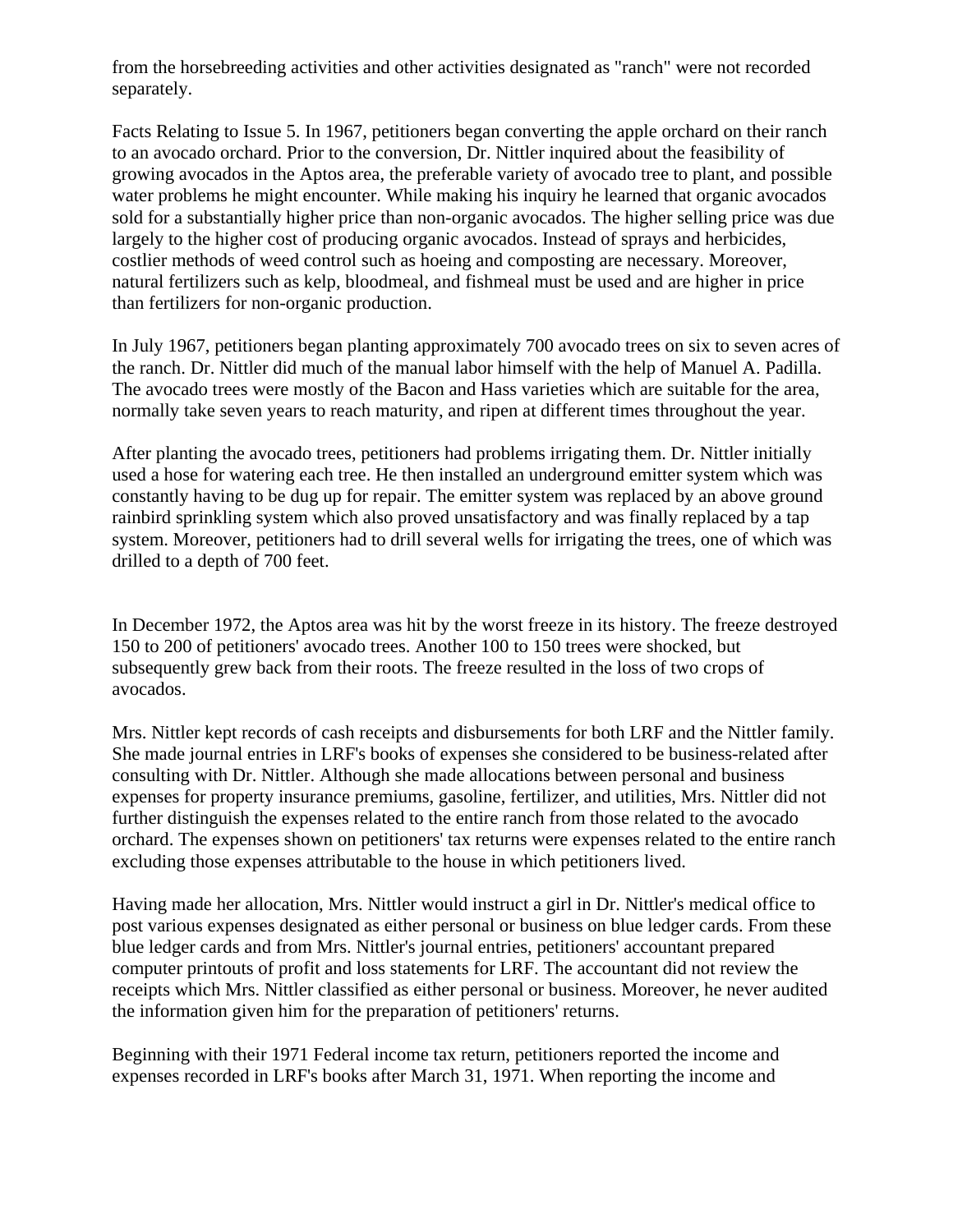from the horsebreeding activities and other activities designated as "ranch" were not recorded separately.

Facts Relating to Issue 5. In 1967, petitioners began converting the apple orchard on their ranch to an avocado orchard. Prior to the conversion, Dr. Nittler inquired about the feasibility of growing avocados in the Aptos area, the preferable variety of avocado tree to plant, and possible water problems he might encounter. While making his inquiry he learned that organic avocados sold for a substantially higher price than non-organic avocados. The higher selling price was due largely to the higher cost of producing organic avocados. Instead of sprays and herbicides, costlier methods of weed control such as hoeing and composting are necessary. Moreover, natural fertilizers such as kelp, bloodmeal, and fishmeal must be used and are higher in price than fertilizers for non-organic production.

In July 1967, petitioners began planting approximately 700 avocado trees on six to seven acres of the ranch. Dr. Nittler did much of the manual labor himself with the help of Manuel A. Padilla. The avocado trees were mostly of the Bacon and Hass varieties which are suitable for the area, normally take seven years to reach maturity, and ripen at different times throughout the year.

After planting the avocado trees, petitioners had problems irrigating them. Dr. Nittler initially used a hose for watering each tree. He then installed an underground emitter system which was constantly having to be dug up for repair. The emitter system was replaced by an above ground rainbird sprinkling system which also proved unsatisfactory and was finally replaced by a tap system. Moreover, petitioners had to drill several wells for irrigating the trees, one of which was drilled to a depth of 700 feet.

In December 1972, the Aptos area was hit by the worst freeze in its history. The freeze destroyed 150 to 200 of petitioners' avocado trees. Another 100 to 150 trees were shocked, but subsequently grew back from their roots. The freeze resulted in the loss of two crops of avocados.

Mrs. Nittler kept records of cash receipts and disbursements for both LRF and the Nittler family. She made journal entries in LRF's books of expenses she considered to be business-related after consulting with Dr. Nittler. Although she made allocations between personal and business expenses for property insurance premiums, gasoline, fertilizer, and utilities, Mrs. Nittler did not further distinguish the expenses related to the entire ranch from those related to the avocado orchard. The expenses shown on petitioners' tax returns were expenses related to the entire ranch excluding those expenses attributable to the house in which petitioners lived.

Having made her allocation, Mrs. Nittler would instruct a girl in Dr. Nittler's medical office to post various expenses designated as either personal or business on blue ledger cards. From these blue ledger cards and from Mrs. Nittler's journal entries, petitioners' accountant prepared computer printouts of profit and loss statements for LRF. The accountant did not review the receipts which Mrs. Nittler classified as either personal or business. Moreover, he never audited the information given him for the preparation of petitioners' returns.

Beginning with their 1971 Federal income tax return, petitioners reported the income and expenses recorded in LRF's books after March 31, 1971. When reporting the income and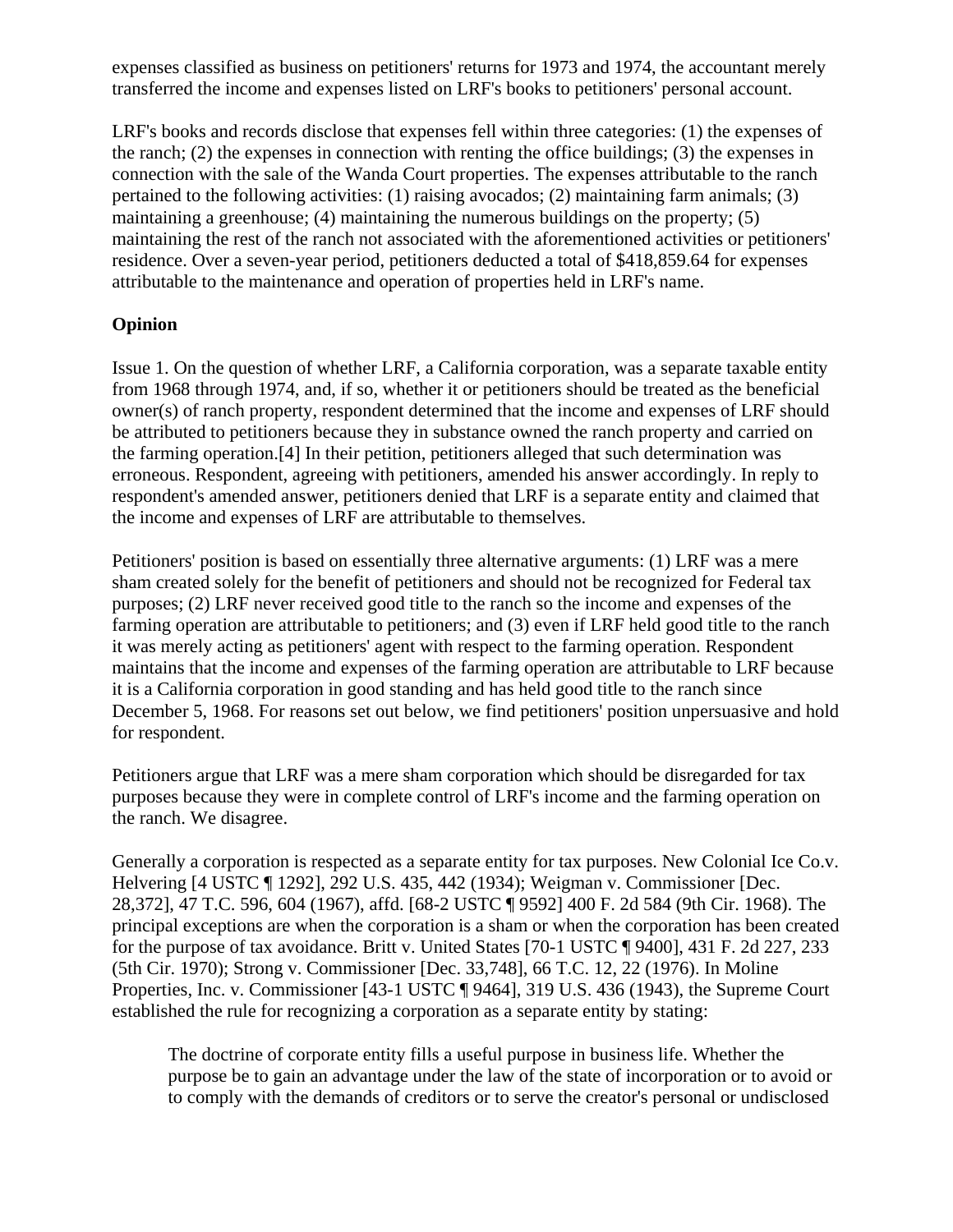expenses classified as business on petitioners' returns for 1973 and 1974, the accountant merely transferred the income and expenses listed on LRF's books to petitioners' personal account.

LRF's books and records disclose that expenses fell within three categories: (1) the expenses of the ranch; (2) the expenses in connection with renting the office buildings; (3) the expenses in connection with the sale of the Wanda Court properties. The expenses attributable to the ranch pertained to the following activities: (1) raising avocados; (2) maintaining farm animals; (3) maintaining a greenhouse; (4) maintaining the numerous buildings on the property; (5) maintaining the rest of the ranch not associated with the aforementioned activities or petitioners' residence. Over a seven-year period, petitioners deducted a total of $418,859.64 for expenses attributable to the maintenance and operation of properties held in LRF's name.

## Opinion

Issue 1. On the question of whether LRF, a California corporation, was a separate taxable entity from 1968 through 1974, and, if so, whether it or petitioners should be treated as the beneficial owner(s) of ranch property, respondent determined that the income and expenses of LRF should be attributed to petitioners because they in substance owned the ranch property and carried on the farming operation.[4] In their petition, petitioners alleged that such determination was erroneous. Respondent, agreeing with petitioners, amended his answer accordingly. In reply to respondent's amended answer, petitioners denied that LRF is a separate entity and claimed that the income and expenses of LRF are attributable to themselves.

Petitioners' position is based on essentially three alternative arguments: (1) LRF was a mere sham created solely for the benefit of petitioners and should not be recognized for Federal tax purposes; (2) LRF never received good title to the ranch so the income and expenses of the farming operation are attributable to petitioners; and (3) even if LRF held good title to the ranch it was merely acting as petitioners' agent with respect to the farming operation. Respondent maintains that the income and expenses of the farming operation are attributable to LRF because it is a California corporation in good standing and has held good title to the ranch since December 5, 1968. For reasons set out below, we find petitioners' position unpersuasive and hold for respondent.

Petitioners argue that LRF was a mere sham corporation which should be disregarded for tax purposes because they were in complete control of LRF's income and the farming operation on the ranch. We disagree.

Generally a corporation is respected as a separate entity for tax purposes. New Colonial Ice Co.v. Helvering [4 USTC ¶ 1292], 292 U.S. 435, 442 (1934); Weigman v. Commissioner [Dec. 28,372], 47 T.C. 596, 604 (1967), affd. [68-2 USTC ¶ 9592] 400 F. 2d 584 (9th Cir. 1968). The principal exceptions are when the corporation is a sham or when the corporation has been created for the purpose of tax avoidance. Britt v. United States [70-1 USTC ¶ 9400], 431 F. 2d 227, 233 (5th Cir. 1970); Strong v. Commissioner [Dec. 33,748], 66 T.C. 12, 22 (1976). In Moline Properties, Inc. v. Commissioner [43-1 USTC ¶ 9464], 319 U.S. 436 (1943), the Supreme Court established the rule for recognizing a corporation as a separate entity by stating:

> The doctrine of corporate entity fills a useful purpose in business life. Whether the purpose be to gain an advantage under the law of the state of incorporation or to avoid or to comply with the demands of creditors or to serve the creator's personal or undisclosed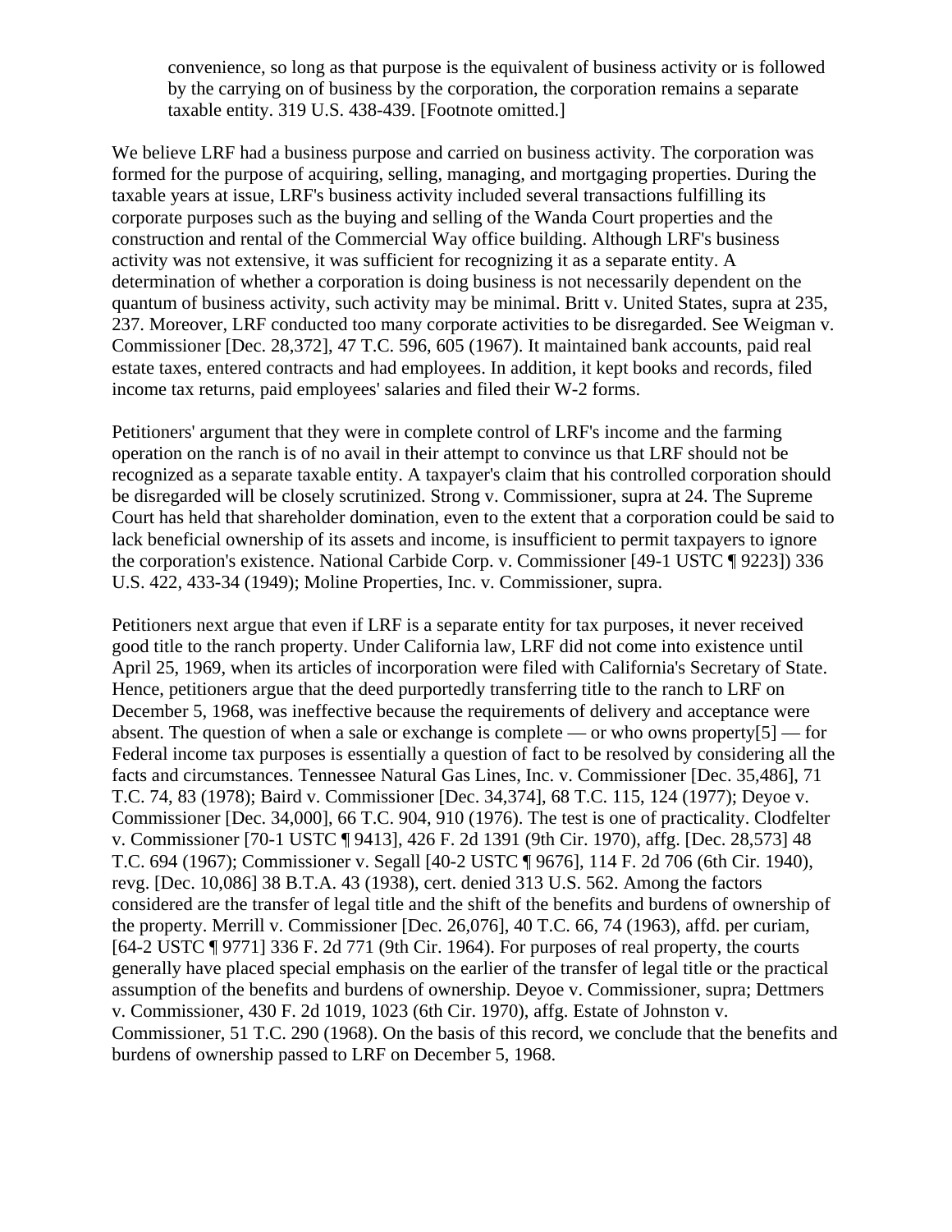> convenience, so long as that purpose is the equivalent of business activity or is followed by the carrying on of business by the corporation, the corporation remains a separate taxable entity. 319 U.S. 438-439. [Footnote omitted.]

We believe LRF had a business purpose and carried on business activity. The corporation was formed for the purpose of acquiring, selling, managing, and mortgaging properties. During the taxable years at issue, LRF's business activity included several transactions fulfilling its corporate purposes such as the buying and selling of the Wanda Court properties and the construction and rental of the Commercial Way office building. Although LRF's business activity was not extensive, it was sufficient for recognizing it as a separate entity. A determination of whether a corporation is doing business is not necessarily dependent on the quantum of business activity, such activity may be minimal. Britt v. United States, supra at 235, 237. Moreover, LRF conducted too many corporate activities to be disregarded. See Weigman v. Commissioner [Dec. 28,372], 47 T.C. 596, 605 (1967). It maintained bank accounts, paid real estate taxes, entered contracts and had employees. In addition, it kept books and records, filed income tax returns, paid employees' salaries and filed their W-2 forms.

Petitioners' argument that they were in complete control of LRF's income and the farming operation on the ranch is of no avail in their attempt to convince us that LRF should not be recognized as a separate taxable entity. A taxpayer's claim that his controlled corporation should be disregarded will be closely scrutinized. Strong v. Commissioner, supra at 24. The Supreme Court has held that shareholder domination, even to the extent that a corporation could be said to lack beneficial ownership of its assets and income, is insufficient to permit taxpayers to ignore the corporation's existence. National Carbide Corp. v. Commissioner [49-1 USTC ¶ 9223]) 336 U.S. 422, 433-34 (1949); Moline Properties, Inc. v. Commissioner, supra.

Petitioners next argue that even if LRF is a separate entity for tax purposes, it never received good title to the ranch property. Under California law, LRF did not come into existence until April 25, 1969, when its articles of incorporation were filed with California's Secretary of State. Hence, petitioners argue that the deed purportedly transferring title to the ranch to LRF on December 5, 1968, was ineffective because the requirements of delivery and acceptance were absent. The question of when a sale or exchange is complete — or who owns property[5] — for Federal income tax purposes is essentially a question of fact to be resolved by considering all the facts and circumstances. Tennessee Natural Gas Lines, Inc. v. Commissioner [Dec. 35,486], 71 T.C. 74, 83 (1978); Baird v. Commissioner [Dec. 34,374], 68 T.C. 115, 124 (1977); Deyoe v. Commissioner [Dec. 34,000], 66 T.C. 904, 910 (1976). The test is one of practicality. Clodfelter v. Commissioner [70-1 USTC ¶ 9413], 426 F. 2d 1391 (9th Cir. 1970), affg. [Dec. 28,573] 48 T.C. 694 (1967); Commissioner v. Segall [40-2 USTC ¶ 9676], 114 F. 2d 706 (6th Cir. 1940), revg. [Dec. 10,086] 38 B.T.A. 43 (1938), cert. denied 313 U.S. 562. Among the factors considered are the transfer of legal title and the shift of the benefits and burdens of ownership of the property. Merrill v. Commissioner [Dec. 26,076], 40 T.C. 66, 74 (1963), affd. per curiam, [64-2 USTC ¶ 9771] 336 F. 2d 771 (9th Cir. 1964). For purposes of real property, the courts generally have placed special emphasis on the earlier of the transfer of legal title or the practical assumption of the benefits and burdens of ownership. Deyoe v. Commissioner, supra; Dettmers v. Commissioner, 430 F. 2d 1019, 1023 (6th Cir. 1970), affg. Estate of Johnston v. Commissioner, 51 T.C. 290 (1968). On the basis of this record, we conclude that the benefits and burdens of ownership passed to LRF on December 5, 1968.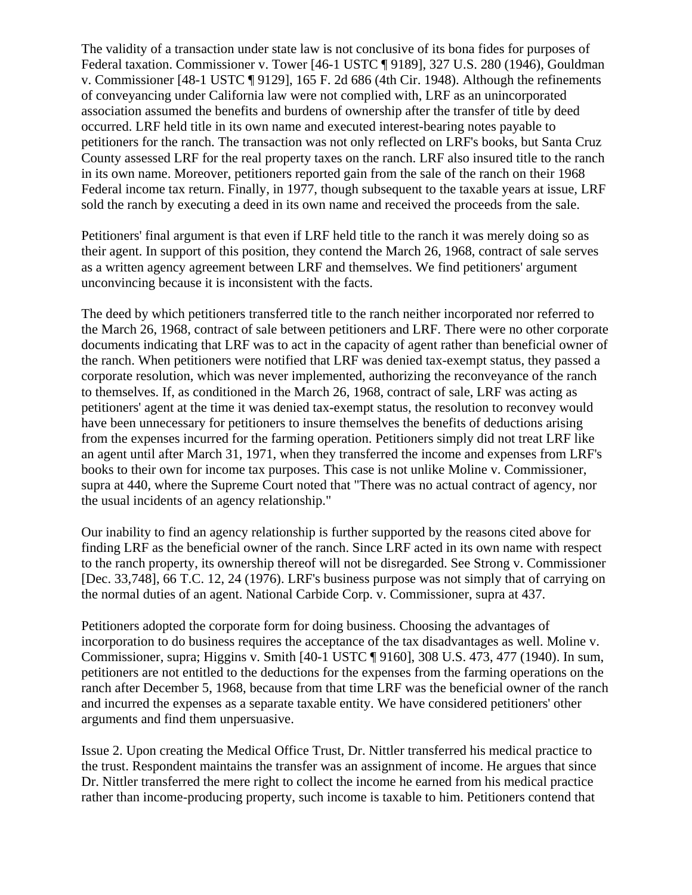The validity of a transaction under state law is not conclusive of its bona fides for purposes of Federal taxation. Commissioner v. Tower [46-1 USTC ¶ 9189], 327 U.S. 280 (1946), Gouldman v. Commissioner [48-1 USTC ¶ 9129], 165 F. 2d 686 (4th Cir. 1948). Although the refinements of conveyancing under California law were not complied with, LRF as an unincorporated association assumed the benefits and burdens of ownership after the transfer of title by deed occurred. LRF held title in its own name and executed interest-bearing notes payable to petitioners for the ranch. The transaction was not only reflected on LRF's books, but Santa Cruz County assessed LRF for the real property taxes on the ranch. LRF also insured title to the ranch in its own name. Moreover, petitioners reported gain from the sale of the ranch on their 1968 Federal income tax return. Finally, in 1977, though subsequent to the taxable years at issue, LRF sold the ranch by executing a deed in its own name and received the proceeds from the sale.

Petitioners' final argument is that even if LRF held title to the ranch it was merely doing so as their agent. In support of this position, they contend the March 26, 1968, contract of sale serves as a written agency agreement between LRF and themselves. We find petitioners' argument unconvincing because it is inconsistent with the facts.

The deed by which petitioners transferred title to the ranch neither incorporated nor referred to the March 26, 1968, contract of sale between petitioners and LRF. There were no other corporate documents indicating that LRF was to act in the capacity of agent rather than beneficial owner of the ranch. When petitioners were notified that LRF was denied tax-exempt status, they passed a corporate resolution, which was never implemented, authorizing the reconveyance of the ranch to themselves. If, as conditioned in the March 26, 1968, contract of sale, LRF was acting as petitioners' agent at the time it was denied tax-exempt status, the resolution to reconvey would have been unnecessary for petitioners to insure themselves the benefits of deductions arising from the expenses incurred for the farming operation. Petitioners simply did not treat LRF like an agent until after March 31, 1971, when they transferred the income and expenses from LRF's books to their own for income tax purposes. This case is not unlike Moline v. Commissioner, supra at 440, where the Supreme Court noted that "There was no actual contract of agency, nor the usual incidents of an agency relationship."

Our inability to find an agency relationship is further supported by the reasons cited above for finding LRF as the beneficial owner of the ranch. Since LRF acted in its own name with respect to the ranch property, its ownership thereof will not be disregarded. See Strong v. Commissioner [Dec. 33,748], 66 T.C. 12, 24 (1976). LRF's business purpose was not simply that of carrying on the normal duties of an agent. National Carbide Corp. v. Commissioner, supra at 437.

Petitioners adopted the corporate form for doing business. Choosing the advantages of incorporation to do business requires the acceptance of the tax disadvantages as well. Moline v. Commissioner, supra; Higgins v. Smith [40-1 USTC ¶ 9160], 308 U.S. 473, 477 (1940). In sum, petitioners are not entitled to the deductions for the expenses from the farming operations on the ranch after December 5, 1968, because from that time LRF was the beneficial owner of the ranch and incurred the expenses as a separate taxable entity. We have considered petitioners' other arguments and find them unpersuasive.

Issue 2. Upon creating the Medical Office Trust, Dr. Nittler transferred his medical practice to the trust. Respondent maintains the transfer was an assignment of income. He argues that since Dr. Nittler transferred the mere right to collect the income he earned from his medical practice rather than income-producing property, such income is taxable to him. Petitioners contend that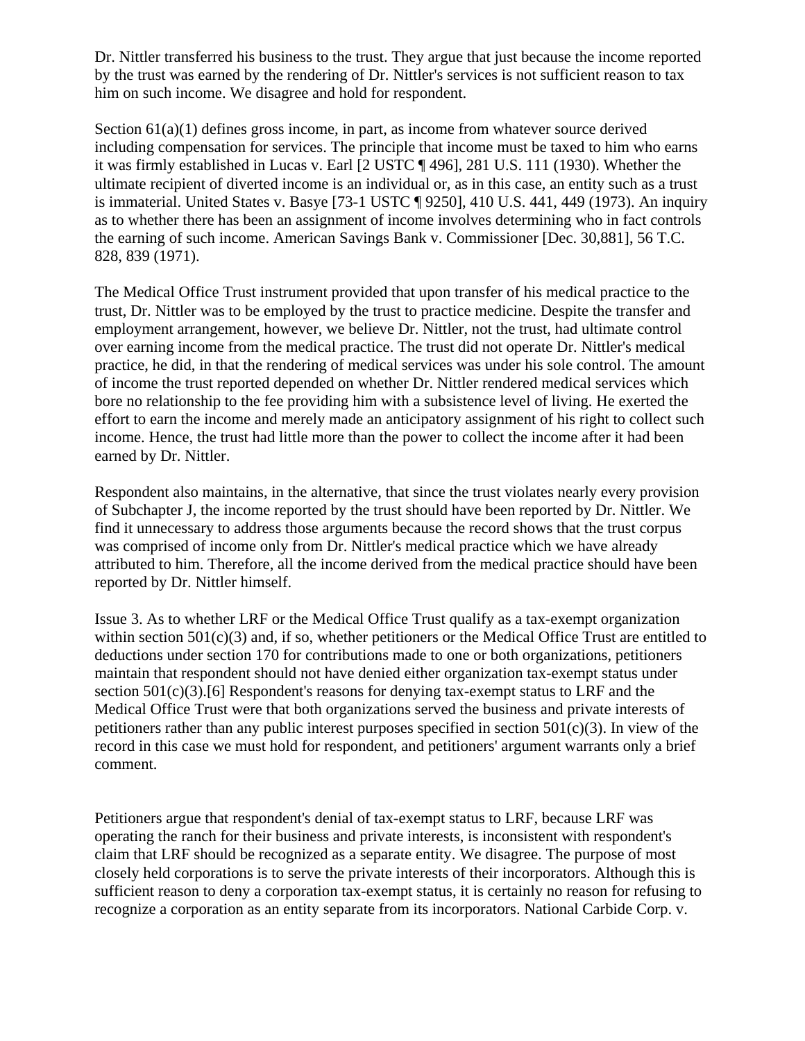Dr. Nittler transferred his business to the trust. They argue that just because the income reported by the trust was earned by the rendering of Dr. Nittler's services is not sufficient reason to tax him on such income. We disagree and hold for respondent.

Section 61(a)(1) defines gross income, in part, as income from whatever source derived including compensation for services. The principle that income must be taxed to him who earns it was firmly established in Lucas v. Earl [2 USTC ¶ 496], 281 U.S. 111 (1930). Whether the ultimate recipient of diverted income is an individual or, as in this case, an entity such as a trust is immaterial. United States v. Basye [73-1 USTC ¶ 9250], 410 U.S. 441, 449 (1973). An inquiry as to whether there has been an assignment of income involves determining who in fact controls the earning of such income. American Savings Bank v. Commissioner [Dec. 30,881], 56 T.C. 828, 839 (1971).

The Medical Office Trust instrument provided that upon transfer of his medical practice to the trust, Dr. Nittler was to be employed by the trust to practice medicine. Despite the transfer and employment arrangement, however, we believe Dr. Nittler, not the trust, had ultimate control over earning income from the medical practice. The trust did not operate Dr. Nittler's medical practice, he did, in that the rendering of medical services was under his sole control. The amount of income the trust reported depended on whether Dr. Nittler rendered medical services which bore no relationship to the fee providing him with a subsistence level of living. He exerted the effort to earn the income and merely made an anticipatory assignment of his right to collect such income. Hence, the trust had little more than the power to collect the income after it had been earned by Dr. Nittler.

Respondent also maintains, in the alternative, that since the trust violates nearly every provision of Subchapter J, the income reported by the trust should have been reported by Dr. Nittler. We find it unnecessary to address those arguments because the record shows that the trust corpus was comprised of income only from Dr. Nittler's medical practice which we have already attributed to him. Therefore, all the income derived from the medical practice should have been reported by Dr. Nittler himself.

Issue 3. As to whether LRF or the Medical Office Trust qualify as a tax-exempt organization within section 501(c)(3) and, if so, whether petitioners or the Medical Office Trust are entitled to deductions under section 170 for contributions made to one or both organizations, petitioners maintain that respondent should not have denied either organization tax-exempt status under section 501(c)(3).[6] Respondent's reasons for denying tax-exempt status to LRF and the Medical Office Trust were that both organizations served the business and private interests of petitioners rather than any public interest purposes specified in section 501(c)(3). In view of the record in this case we must hold for respondent, and petitioners' argument warrants only a brief comment.

Petitioners argue that respondent's denial of tax-exempt status to LRF, because LRF was operating the ranch for their business and private interests, is inconsistent with respondent's claim that LRF should be recognized as a separate entity. We disagree. The purpose of most closely held corporations is to serve the private interests of their incorporators. Although this is sufficient reason to deny a corporation tax-exempt status, it is certainly no reason for refusing to recognize a corporation as an entity separate from its incorporators. National Carbide Corp. v.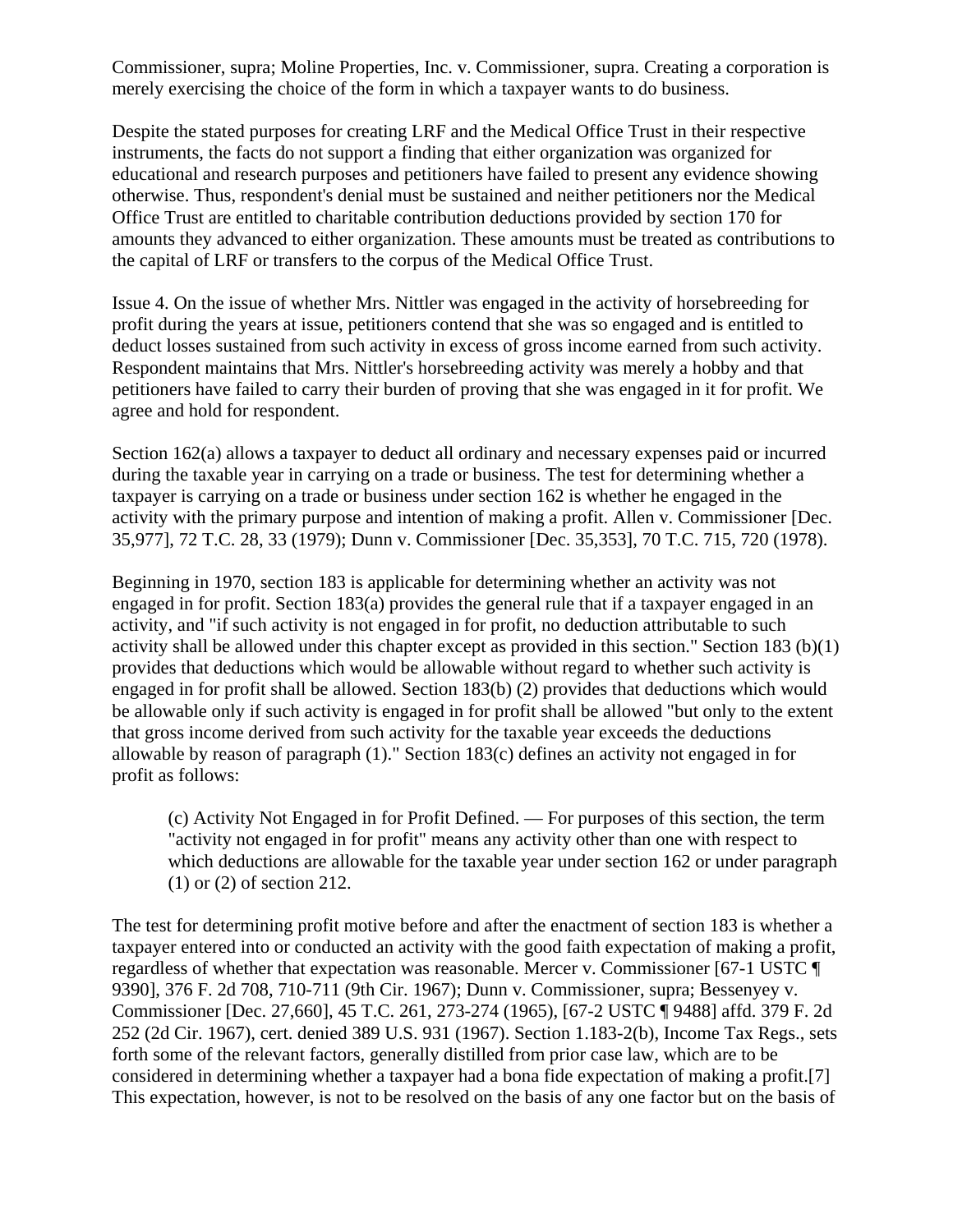Commissioner, supra; Moline Properties, Inc. v. Commissioner, supra. Creating a corporation is merely exercising the choice of the form in which a taxpayer wants to do business.

Despite the stated purposes for creating LRF and the Medical Office Trust in their respective instruments, the facts do not support a finding that either organization was organized for educational and research purposes and petitioners have failed to present any evidence showing otherwise. Thus, respondent's denial must be sustained and neither petitioners nor the Medical Office Trust are entitled to charitable contribution deductions provided by section 170 for amounts they advanced to either organization. These amounts must be treated as contributions to the capital of LRF or transfers to the corpus of the Medical Office Trust.

Issue 4. On the issue of whether Mrs. Nittler was engaged in the activity of horsebreeding for profit during the years at issue, petitioners contend that she was so engaged and is entitled to deduct losses sustained from such activity in excess of gross income earned from such activity. Respondent maintains that Mrs. Nittler's horsebreeding activity was merely a hobby and that petitioners have failed to carry their burden of proving that she was engaged in it for profit. We agree and hold for respondent.

Section 162(a) allows a taxpayer to deduct all ordinary and necessary expenses paid or incurred during the taxable year in carrying on a trade or business. The test for determining whether a taxpayer is carrying on a trade or business under section 162 is whether he engaged in the activity with the primary purpose and intention of making a profit. Allen v. Commissioner [Dec. 35,977], 72 T.C. 28, 33 (1979); Dunn v. Commissioner [Dec. 35,353], 70 T.C. 715, 720 (1978).

Beginning in 1970, section 183 is applicable for determining whether an activity was not engaged in for profit. Section 183(a) provides the general rule that if a taxpayer engaged in an activity, and "if such activity is not engaged in for profit, no deduction attributable to such activity shall be allowed under this chapter except as provided in this section." Section 183 (b)(1) provides that deductions which would be allowable without regard to whether such activity is engaged in for profit shall be allowed. Section 183(b) (2) provides that deductions which would be allowable only if such activity is engaged in for profit shall be allowed "but only to the extent that gross income derived from such activity for the taxable year exceeds the deductions allowable by reason of paragraph (1)." Section 183(c) defines an activity not engaged in for profit as follows:

> (c) Activity Not Engaged in for Profit Defined. — For purposes of this section, the term "activity not engaged in for profit" means any activity other than one with respect to which deductions are allowable for the taxable year under section 162 or under paragraph (1) or (2) of section 212.

The test for determining profit motive before and after the enactment of section 183 is whether a taxpayer entered into or conducted an activity with the good faith expectation of making a profit, regardless of whether that expectation was reasonable. Mercer v. Commissioner [67-1 USTC ¶ 9390], 376 F. 2d 708, 710-711 (9th Cir. 1967); Dunn v. Commissioner, supra; Bessenyey v. Commissioner [Dec. 27,660], 45 T.C. 261, 273-274 (1965), [67-2 USTC ¶ 9488] affd. 379 F. 2d 252 (2d Cir. 1967), cert. denied 389 U.S. 931 (1967). Section 1.183-2(b), Income Tax Regs., sets forth some of the relevant factors, generally distilled from prior case law, which are to be considered in determining whether a taxpayer had a bona fide expectation of making a profit.[7] This expectation, however, is not to be resolved on the basis of any one factor but on the basis of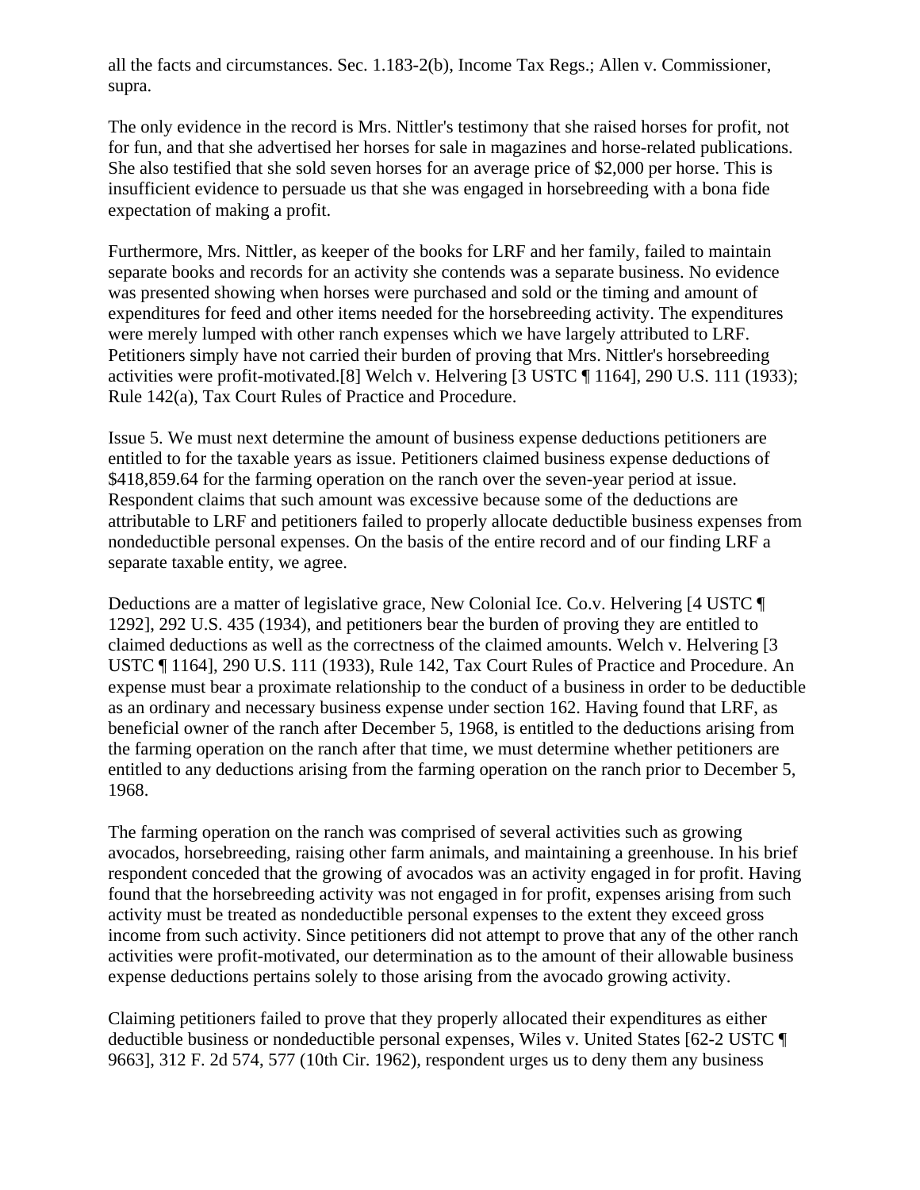all the facts and circumstances. Sec. 1.183-2(b), Income Tax Regs.; Allen v. Commissioner, supra.

The only evidence in the record is Mrs. Nittler's testimony that she raised horses for profit, not for fun, and that she advertised her horses for sale in magazines and horse-related publications. She also testified that she sold seven horses for an average price of $2,000 per horse. This is insufficient evidence to persuade us that she was engaged in horsebreeding with a bona fide expectation of making a profit.

Furthermore, Mrs. Nittler, as keeper of the books for LRF and her family, failed to maintain separate books and records for an activity she contends was a separate business. No evidence was presented showing when horses were purchased and sold or the timing and amount of expenditures for feed and other items needed for the horsebreeding activity. The expenditures were merely lumped with other ranch expenses which we have largely attributed to LRF. Petitioners simply have not carried their burden of proving that Mrs. Nittler's horsebreeding activities were profit-motivated.[8] Welch v. Helvering [3 USTC ¶ 1164], 290 U.S. 111 (1933); Rule 142(a), Tax Court Rules of Practice and Procedure.

Issue 5. We must next determine the amount of business expense deductions petitioners are entitled to for the taxable years as issue. Petitioners claimed business expense deductions of $418,859.64 for the farming operation on the ranch over the seven-year period at issue. Respondent claims that such amount was excessive because some of the deductions are attributable to LRF and petitioners failed to properly allocate deductible business expenses from nondeductible personal expenses. On the basis of the entire record and of our finding LRF a separate taxable entity, we agree.

Deductions are a matter of legislative grace, New Colonial Ice. Co.v. Helvering [4 USTC ¶ 1292], 292 U.S. 435 (1934), and petitioners bear the burden of proving they are entitled to claimed deductions as well as the correctness of the claimed amounts. Welch v. Helvering [3 USTC ¶ 1164], 290 U.S. 111 (1933), Rule 142, Tax Court Rules of Practice and Procedure. An expense must bear a proximate relationship to the conduct of a business in order to be deductible as an ordinary and necessary business expense under section 162. Having found that LRF, as beneficial owner of the ranch after December 5, 1968, is entitled to the deductions arising from the farming operation on the ranch after that time, we must determine whether petitioners are entitled to any deductions arising from the farming operation on the ranch prior to December 5, 1968.

The farming operation on the ranch was comprised of several activities such as growing avocados, horsebreeding, raising other farm animals, and maintaining a greenhouse. In his brief respondent conceded that the growing of avocados was an activity engaged in for profit. Having found that the horsebreeding activity was not engaged in for profit, expenses arising from such activity must be treated as nondeductible personal expenses to the extent they exceed gross income from such activity. Since petitioners did not attempt to prove that any of the other ranch activities were profit-motivated, our determination as to the amount of their allowable business expense deductions pertains solely to those arising from the avocado growing activity.

Claiming petitioners failed to prove that they properly allocated their expenditures as either deductible business or nondeductible personal expenses, Wiles v. United States [62-2 USTC ¶ 9663], 312 F. 2d 574, 577 (10th Cir. 1962), respondent urges us to deny them any business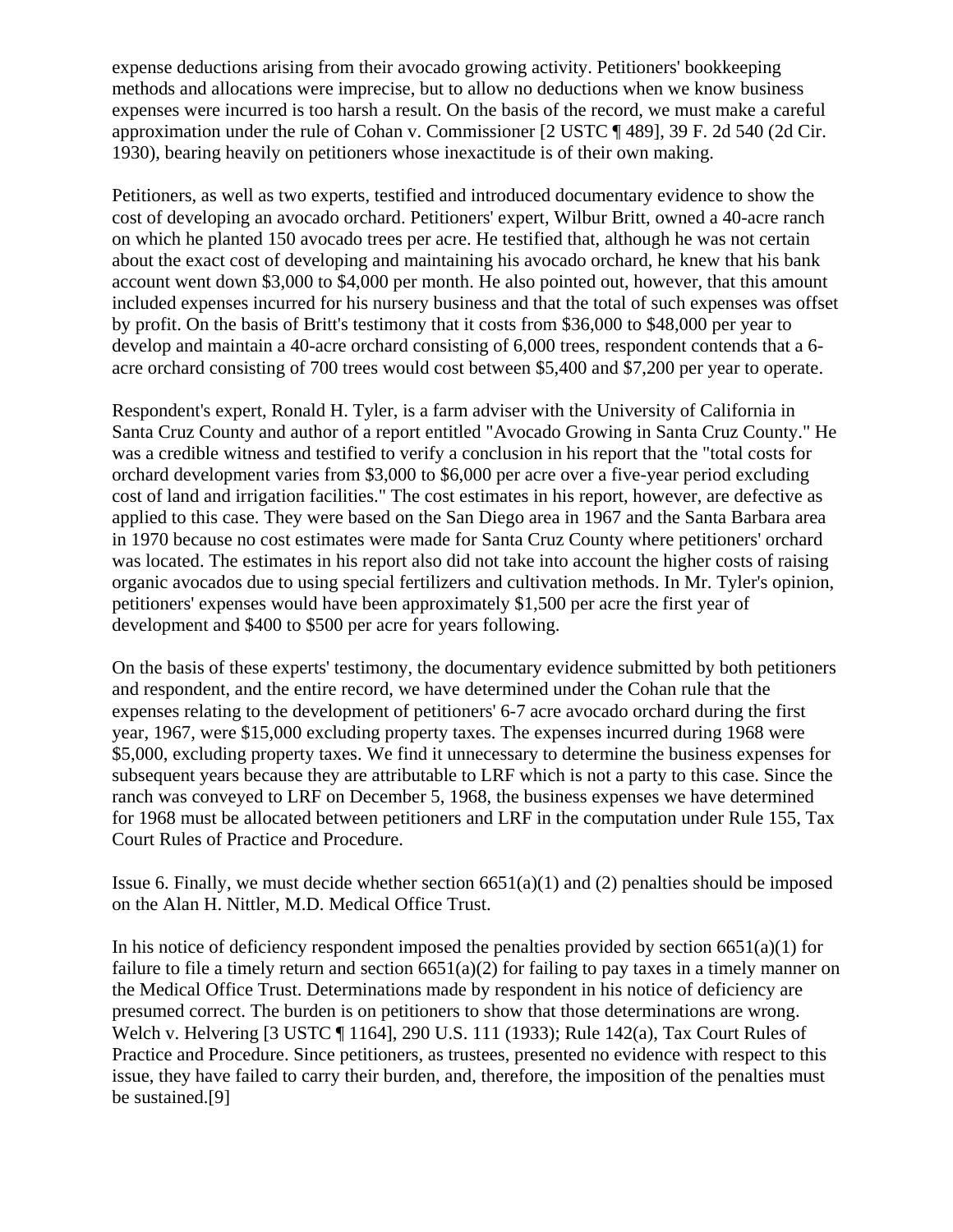expense deductions arising from their avocado growing activity. Petitioners' bookkeeping methods and allocations were imprecise, but to allow no deductions when we know business expenses were incurred is too harsh a result. On the basis of the record, we must make a careful approximation under the rule of Cohan v. Commissioner [2 USTC ¶ 489], 39 F. 2d 540 (2d Cir. 1930), bearing heavily on petitioners whose inexactitude is of their own making.

Petitioners, as well as two experts, testified and introduced documentary evidence to show the cost of developing an avocado orchard. Petitioners' expert, Wilbur Britt, owned a 40-acre ranch on which he planted 150 avocado trees per acre. He testified that, although he was not certain about the exact cost of developing and maintaining his avocado orchard, he knew that his bank account went down $3,000 to $4,000 per month. He also pointed out, however, that this amount included expenses incurred for his nursery business and that the total of such expenses was offset by profit. On the basis of Britt's testimony that it costs from $36,000 to $48,000 per year to develop and maintain a 40-acre orchard consisting of 6,000 trees, respondent contends that a 6-acre orchard consisting of 700 trees would cost between $5,400 and $7,200 per year to operate.

Respondent's expert, Ronald H. Tyler, is a farm adviser with the University of California in Santa Cruz County and author of a report entitled "Avocado Growing in Santa Cruz County." He was a credible witness and testified to verify a conclusion in his report that the "total costs for orchard development varies from $3,000 to $6,000 per acre over a five-year period excluding cost of land and irrigation facilities." The cost estimates in his report, however, are defective as applied to this case. They were based on the San Diego area in 1967 and the Santa Barbara area in 1970 because no cost estimates were made for Santa Cruz County where petitioners' orchard was located. The estimates in his report also did not take into account the higher costs of raising organic avocados due to using special fertilizers and cultivation methods. In Mr. Tyler's opinion, petitioners' expenses would have been approximately $1,500 per acre the first year of development and $400 to $500 per acre for years following.

On the basis of these experts' testimony, the documentary evidence submitted by both petitioners and respondent, and the entire record, we have determined under the Cohan rule that the expenses relating to the development of petitioners' 6-7 acre avocado orchard during the first year, 1967, were $15,000 excluding property taxes. The expenses incurred during 1968 were $5,000, excluding property taxes. We find it unnecessary to determine the business expenses for subsequent years because they are attributable to LRF which is not a party to this case. Since the ranch was conveyed to LRF on December 5, 1968, the business expenses we have determined for 1968 must be allocated between petitioners and LRF in the computation under Rule 155, Tax Court Rules of Practice and Procedure.

Issue 6. Finally, we must decide whether section 6651(a)(1) and (2) penalties should be imposed on the Alan H. Nittler, M.D. Medical Office Trust.

In his notice of deficiency respondent imposed the penalties provided by section 6651(a)(1) for failure to file a timely return and section 6651(a)(2) for failing to pay taxes in a timely manner on the Medical Office Trust. Determinations made by respondent in his notice of deficiency are presumed correct. The burden is on petitioners to show that those determinations are wrong. Welch v. Helvering [3 USTC ¶ 1164], 290 U.S. 111 (1933); Rule 142(a), Tax Court Rules of Practice and Procedure. Since petitioners, as trustees, presented no evidence with respect to this issue, they have failed to carry their burden, and, therefore, the imposition of the penalties must be sustained.[9]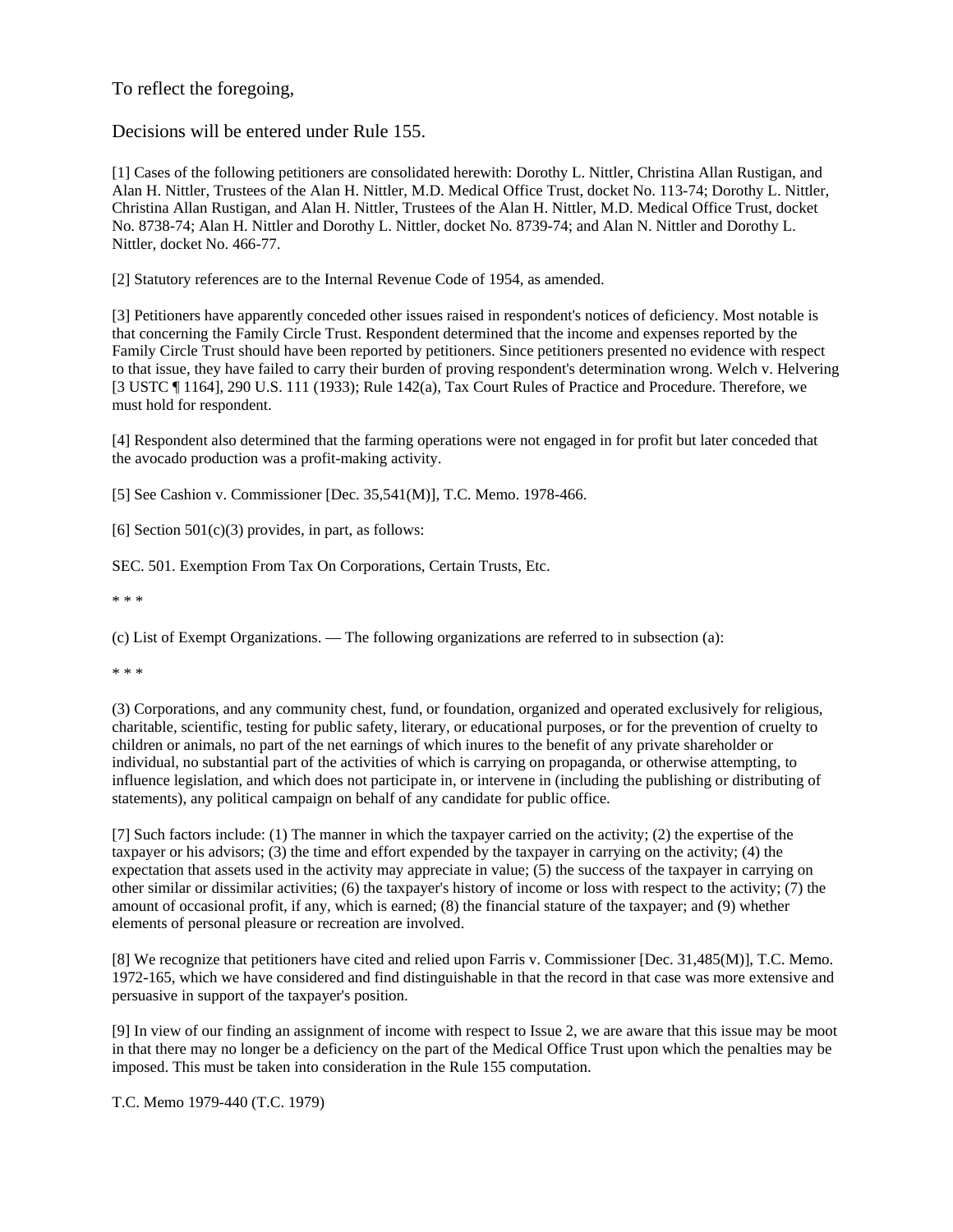To reflect the foregoing,

Decisions will be entered under Rule 155.

[1] Cases of the following petitioners are consolidated herewith: Dorothy L. Nittler, Christina Allan Rustigan, and Alan H. Nittler, Trustees of the Alan H. Nittler, M.D. Medical Office Trust, docket No. 113-74; Dorothy L. Nittler, Christina Allan Rustigan, and Alan H. Nittler, Trustees of the Alan H. Nittler, M.D. Medical Office Trust, docket No. 8738-74; Alan H. Nittler and Dorothy L. Nittler, docket No. 8739-74; and Alan N. Nittler and Dorothy L. Nittler, docket No. 466-77.

[2] Statutory references are to the Internal Revenue Code of 1954, as amended.

[3] Petitioners have apparently conceded other issues raised in respondent's notices of deficiency. Most notable is that concerning the Family Circle Trust. Respondent determined that the income and expenses reported by the Family Circle Trust should have been reported by petitioners. Since petitioners presented no evidence with respect to that issue, they have failed to carry their burden of proving respondent's determination wrong. Welch v. Helvering [3 USTC ¶ 1164], 290 U.S. 111 (1933); Rule 142(a), Tax Court Rules of Practice and Procedure. Therefore, we must hold for respondent.

[4] Respondent also determined that the farming operations were not engaged in for profit but later conceded that the avocado production was a profit-making activity.

[5] See Cashion v. Commissioner [Dec. 35,541(M)], T.C. Memo. 1978-466.

[6] Section 501(c)(3) provides, in part, as follows:

SEC. 501. Exemption From Tax On Corporations, Certain Trusts, Etc.

* * *

(c) List of Exempt Organizations. — The following organizations are referred to in subsection (a):

* * *

(3) Corporations, and any community chest, fund, or foundation, organized and operated exclusively for religious, charitable, scientific, testing for public safety, literary, or educational purposes, or for the prevention of cruelty to children or animals, no part of the net earnings of which inures to the benefit of any private shareholder or individual, no substantial part of the activities of which is carrying on propaganda, or otherwise attempting, to influence legislation, and which does not participate in, or intervene in (including the publishing or distributing of statements), any political campaign on behalf of any candidate for public office.

[7] Such factors include: (1) The manner in which the taxpayer carried on the activity; (2) the expertise of the taxpayer or his advisors; (3) the time and effort expended by the taxpayer in carrying on the activity; (4) the expectation that assets used in the activity may appreciate in value; (5) the success of the taxpayer in carrying on other similar or dissimilar activities; (6) the taxpayer's history of income or loss with respect to the activity; (7) the amount of occasional profit, if any, which is earned; (8) the financial stature of the taxpayer; and (9) whether elements of personal pleasure or recreation are involved.

[8] We recognize that petitioners have cited and relied upon Farris v. Commissioner [Dec. 31,485(M)], T.C. Memo. 1972-165, which we have considered and find distinguishable in that the record in that case was more extensive and persuasive in support of the taxpayer's position.

[9] In view of our finding an assignment of income with respect to Issue 2, we are aware that this issue may be moot in that there may no longer be a deficiency on the part of the Medical Office Trust upon which the penalties may be imposed. This must be taken into consideration in the Rule 155 computation.

T.C. Memo 1979-440 (T.C. 1979)